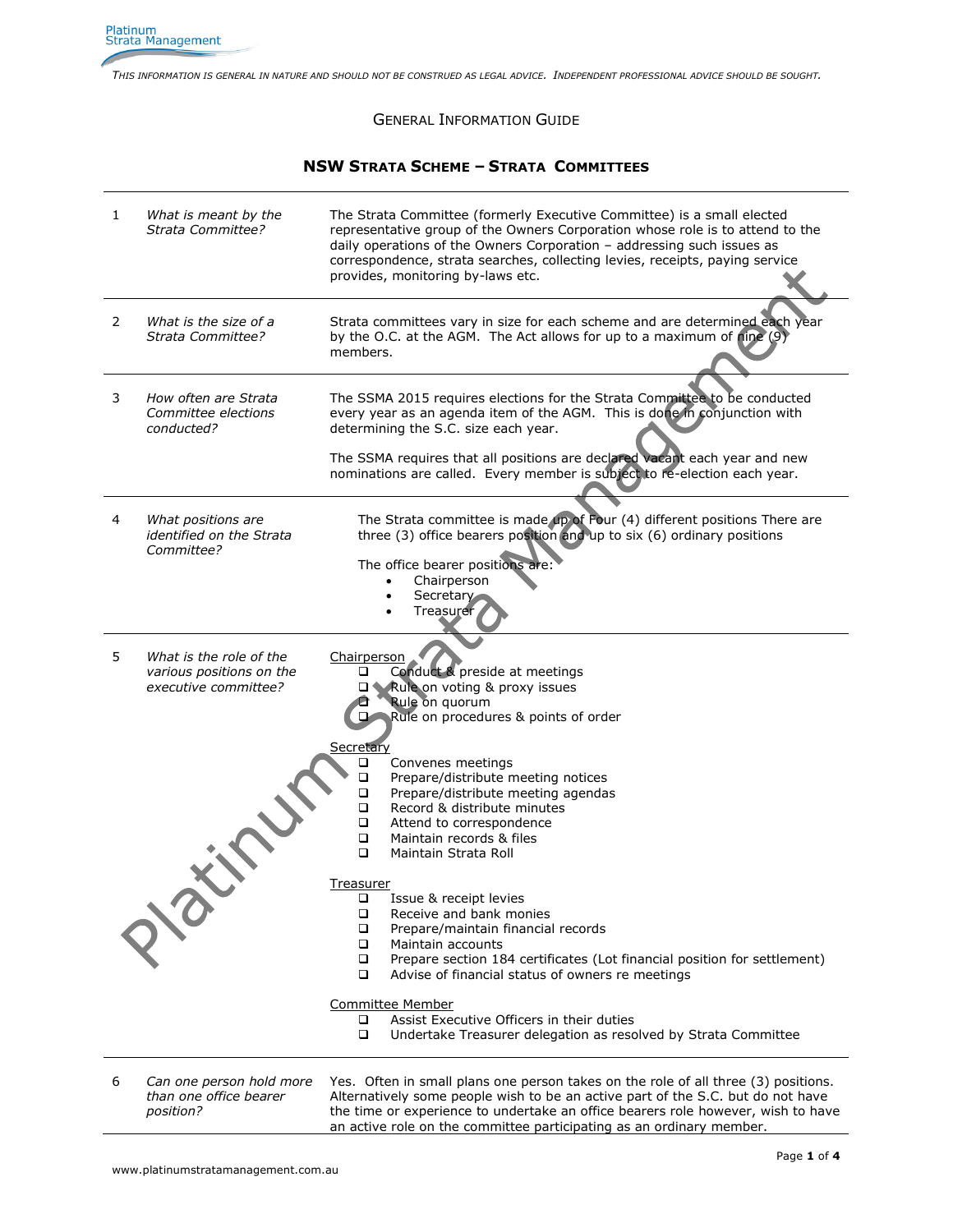*THIS INFORMATION IS GENERAL IN NATURE AND SHOULD NOT BE CONSTRUED AS LEGAL ADVICE. INDEPENDENT PROFESSIONAL ADVICE SHOULD BE SOUGHT.*

GENERAL INFORMATION GUIDE

# NSW STRATA SCHEME – STRATA COMMITTEES

| | | |
|---|---|---|
| 1 | *What is meant by the Strata Committee?* | The Strata Committee (formerly Executive Committee) is a small elected representative group of the Owners Corporation whose role is to attend to the daily operations of the Owners Corporation – addressing such issues as correspondence, strata searches, collecting levies, receipts, paying service provides, monitoring by-laws etc. |
| 2 | *What is the size of a Strata Committee?* | Strata committees vary in size for each scheme and are determined each year by the O.C. at the AGM. The Act allows for up to a maximum of nine (9) members. |
| 3 | *How often are Strata Committee elections conducted?* | The SSMA 2015 requires elections for the Strata Committee to be conducted every year as an agenda item of the AGM. This is done in conjunction with determining the S.C. size each year.<br><br>The SSMA requires that all positions are declared vacant each year and new nominations are called. Every member is subject to re-election each year. |
| 4 | *What positions are identified on the Strata Committee?* | The Strata committee is made up of Four (4) different positions There are three (3) office bearers position and up to six (6) ordinary positions<br><br>The office bearer positions are:<br>• Chairperson<br>• Secretary<br>• Treasurer |
| 5 | *What is the role of the various positions on the executive committee?* | <u>Chairperson</u><br>❑ Conduct & preside at meetings<br>❑ Rule on voting & proxy issues<br>❑ Rule on quorum<br>❑ Rule on procedures & points of order<br><br><u>Secretary</u><br>❑ Convenes meetings<br>❑ Prepare/distribute meeting notices<br>❑ Prepare/distribute meeting agendas<br>❑ Record & distribute minutes<br>❑ Attend to correspondence<br>❑ Maintain records & files<br>❑ Maintain Strata Roll<br><br><u>Treasurer</u><br>❑ Issue & receipt levies<br>❑ Receive and bank monies<br>❑ Prepare/maintain financial records<br>❑ Maintain accounts<br>❑ Prepare section 184 certificates (Lot financial position for settlement)<br>❑ Advise of financial status of owners re meetings<br><br><u>Committee Member</u><br>❑ Assist Executive Officers in their duties<br>❑ Undertake Treasurer delegation as resolved by Strata Committee |
| 6 | *Can one person hold more than one office bearer position?* | Yes. Often in small plans one person takes on the role of all three (3) positions. Alternatively some people wish to be an active part of the S.C. but do not have the time or experience to undertake an office bearers role however, wish to have an active role on the committee participating as an ordinary member. |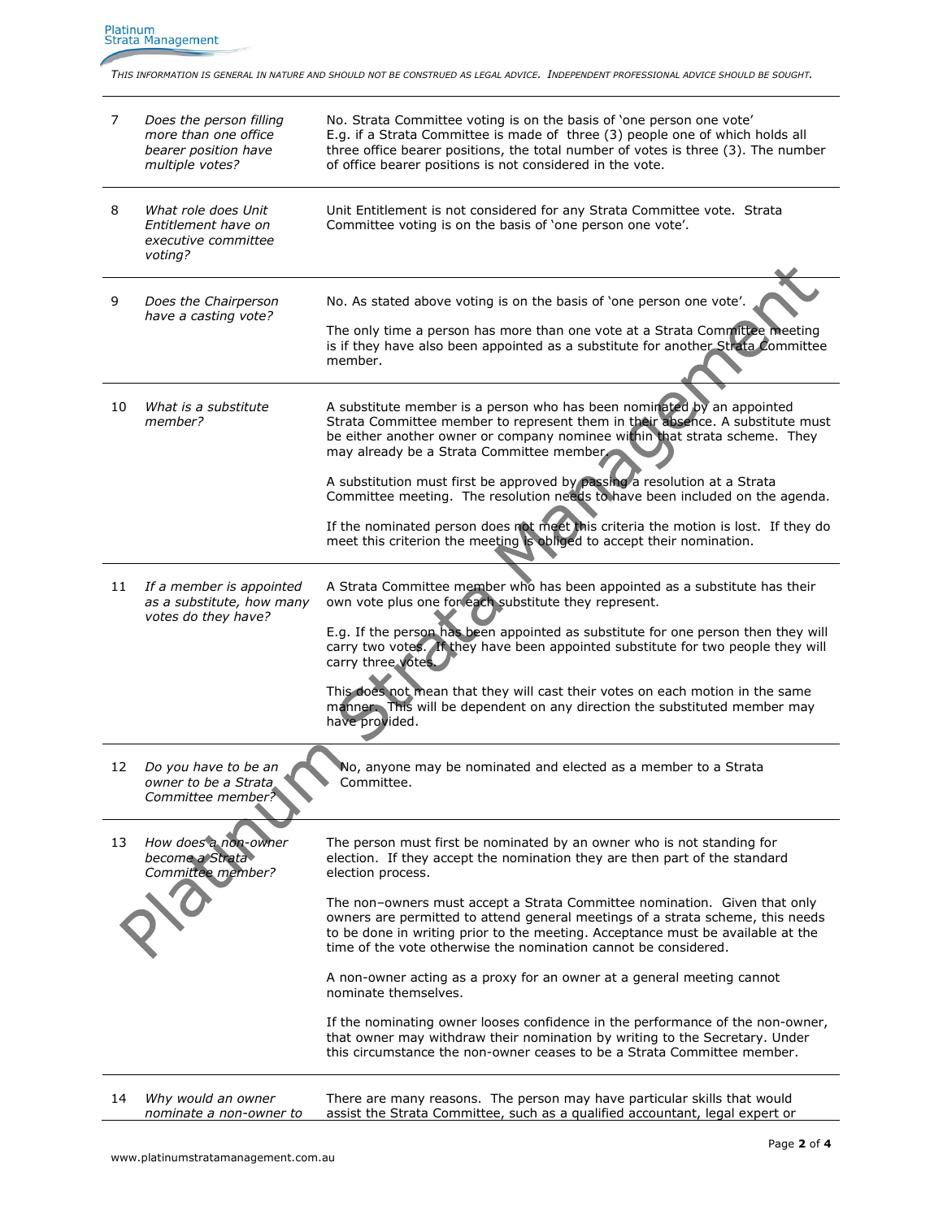*THIS INFORMATION IS GENERAL IN NATURE AND SHOULD NOT BE CONSTRUED AS LEGAL ADVICE. INDEPENDENT PROFESSIONAL ADVICE SHOULD BE SOUGHT.*

| | | |
|---|---|---|
| 7 | *Does the person filling more than one office bearer position have multiple votes?* | No. Strata Committee voting is on the basis of 'one person one vote' E.g. if a Strata Committee is made of three (3) people one of which holds all three office bearer positions, the total number of votes is three (3). The number of office bearer positions is not considered in the vote. |
| 8 | *What role does Unit Entitlement have on executive committee voting?* | Unit Entitlement is not considered for any Strata Committee vote. Strata Committee voting is on the basis of 'one person one vote'. |
| 9 | *Does the Chairperson have a casting vote?* | No. As stated above voting is on the basis of 'one person one vote'.<br><br>The only time a person has more than one vote at a Strata Committee meeting is if they have also been appointed as a substitute for another Strata Committee member. |
| 10 | *What is a substitute member?* | A substitute member is a person who has been nominated by an appointed Strata Committee member to represent them in their absence. A substitute must be either another owner or company nominee within that strata scheme. They may already be a Strata Committee member.<br><br>A substitution must first be approved by passing a resolution at a Strata Committee meeting. The resolution needs to have been included on the agenda.<br><br>If the nominated person does not meet this criteria the motion is lost. If they do meet this criterion the meeting is obliged to accept their nomination. |
| 11 | *If a member is appointed as a substitute, how many votes do they have?* | A Strata Committee member who has been appointed as a substitute has their own vote plus one for each substitute they represent.<br><br>E.g. If the person has been appointed as substitute for one person then they will carry two votes. If they have been appointed substitute for two people they will carry three votes.<br><br>This does not mean that they will cast their votes on each motion in the same manner. This will be dependent on any direction the substituted member may have provided. |
| 12 | *Do you have to be an owner to be a Strata Committee member?* | No, anyone may be nominated and elected as a member to a Strata Committee. |
| 13 | *How does a non-owner become a Strata Committee member?* | The person must first be nominated by an owner who is not standing for election. If they accept the nomination they are then part of the standard election process.<br><br>The non–owners must accept a Strata Committee nomination. Given that only owners are permitted to attend general meetings of a strata scheme, this needs to be done in writing prior to the meeting. Acceptance must be available at the time of the vote otherwise the nomination cannot be considered.<br><br>A non-owner acting as a proxy for an owner at a general meeting cannot nominate themselves.<br><br>If the nominating owner looses confidence in the performance of the non-owner, that owner may withdraw their nomination by writing to the Secretary. Under this circumstance the non-owner ceases to be a Strata Committee member. |
| 14 | *Why would an owner nominate a non-owner to* | There are many reasons. The person may have particular skills that would assist the Strata Committee, such as a qualified accountant, legal expert or |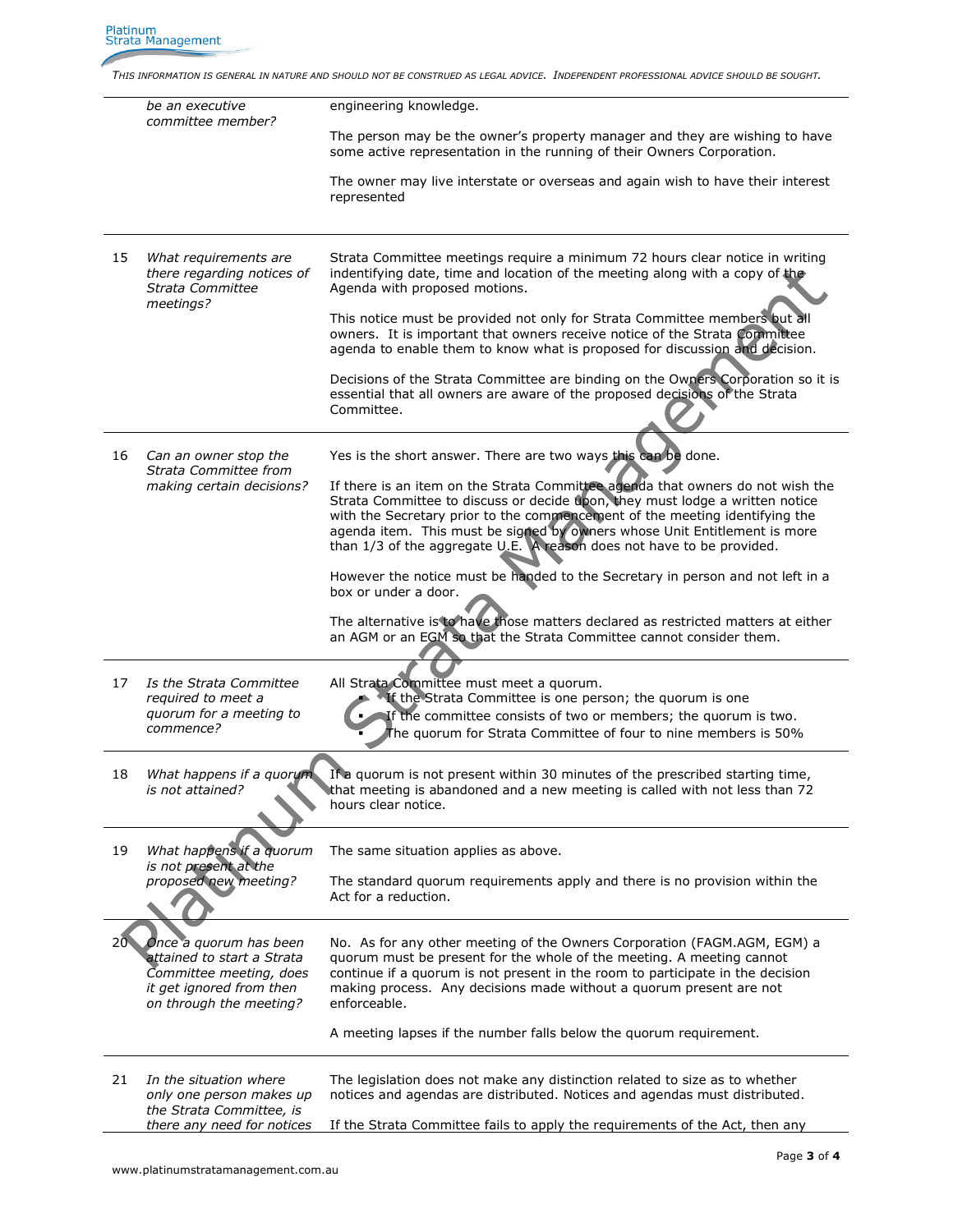*THIS INFORMATION IS GENERAL IN NATURE AND SHOULD NOT BE CONSTRUED AS LEGAL ADVICE. INDEPENDENT PROFESSIONAL ADVICE SHOULD BE SOUGHT.*

| | | |
|---|---|---|
| | *be an executive committee member?* | engineering knowledge.<br><br>The person may be the owner's property manager and they are wishing to have some active representation in the running of their Owners Corporation.<br><br>The owner may live interstate or overseas and again wish to have their interest represented |
| 15 | *What requirements are there regarding notices of Strata Committee meetings?* | Strata Committee meetings require a minimum 72 hours clear notice in writing indentifying date, time and location of the meeting along with a copy of the Agenda with proposed motions.<br><br>This notice must be provided not only for Strata Committee members but all owners. It is important that owners receive notice of the Strata Committee agenda to enable them to know what is proposed for discussion and decision.<br><br>Decisions of the Strata Committee are binding on the Owners Corporation so it is essential that all owners are aware of the proposed decisions of the Strata Committee. |
| 16 | *Can an owner stop the Strata Committee from making certain decisions?* | Yes is the short answer. There are two ways this can be done.<br><br>If there is an item on the Strata Committee agenda that owners do not wish the Strata Committee to discuss or decide upon, they must lodge a written notice with the Secretary prior to the commencement of the meeting identifying the agenda item. This must be signed by owners whose Unit Entitlement is more than 1/3 of the aggregate U.E. A reason does not have to be provided.<br><br>However the notice must be handed to the Secretary in person and not left in a box or under a door.<br><br>The alternative is to have those matters declared as restricted matters at either an AGM or an EGM so that the Strata Committee cannot consider them. |
| 17 | *Is the Strata Committee required to meet a quorum for a meeting to commence?* | All Strata Committee must meet a quorum.<br>▪ If the Strata Committee is one person; the quorum is one<br>▪ If the committee consists of two or members; the quorum is two.<br>▪ The quorum for Strata Committee of four to nine members is 50% |
| 18 | *What happens if a quorum is not attained?* | If a quorum is not present within 30 minutes of the prescribed starting time, that meeting is abandoned and a new meeting is called with not less than 72 hours clear notice. |
| 19 | *What happens if a quorum is not present at the proposed new meeting?* | The same situation applies as above.<br><br>The standard quorum requirements apply and there is no provision within the Act for a reduction. |
| 20 | *Once a quorum has been attained to start a Strata Committee meeting, does it get ignored from then on through the meeting?* | No. As for any other meeting of the Owners Corporation (FAGM.AGM, EGM) a quorum must be present for the whole of the meeting. A meeting cannot continue if a quorum is not present in the room to participate in the decision making process. Any decisions made without a quorum present are not enforceable.<br><br>A meeting lapses if the number falls below the quorum requirement. |
| 21 | *In the situation where only one person makes up the Strata Committee, is there any need for notices* | The legislation does not make any distinction related to size as to whether notices and agendas are distributed. Notices and agendas must distributed.<br><br>If the Strata Committee fails to apply the requirements of the Act, then any |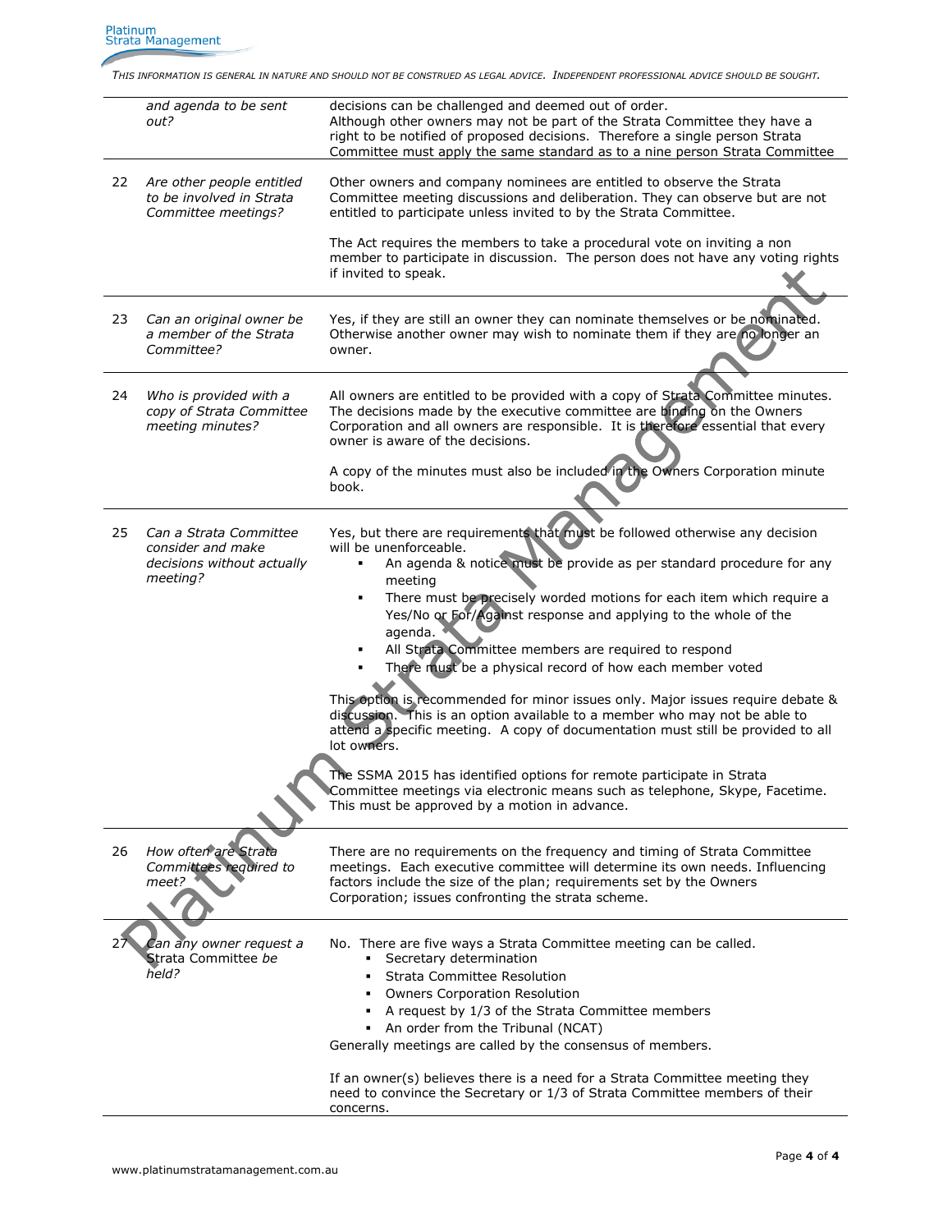*THIS INFORMATION IS GENERAL IN NATURE AND SHOULD NOT BE CONSTRUED AS LEGAL ADVICE. INDEPENDENT PROFESSIONAL ADVICE SHOULD BE SOUGHT.*

| | | |
|---|---|---|
| | *and agenda to be sent out?* | decisions can be challenged and deemed out of order.<br>Although other owners may not be part of the Strata Committee they have a right to be notified of proposed decisions. Therefore a single person Strata Committee must apply the same standard as to a nine person Strata Committee |
| 22 | *Are other people entitled to be involved in Strata Committee meetings?* | Other owners and company nominees are entitled to observe the Strata Committee meeting discussions and deliberation. They can observe but are not entitled to participate unless invited to by the Strata Committee.<br><br>The Act requires the members to take a procedural vote on inviting a non member to participate in discussion. The person does not have any voting rights if invited to speak. |
| 23 | *Can an original owner be a member of the Strata Committee?* | Yes, if they are still an owner they can nominate themselves or be nominated. Otherwise another owner may wish to nominate them if they are no longer an owner. |
| 24 | *Who is provided with a copy of Strata Committee meeting minutes?* | All owners are entitled to be provided with a copy of Strata Committee minutes. The decisions made by the executive committee are binding on the Owners Corporation and all owners are responsible. It is therefore essential that every owner is aware of the decisions.<br><br>A copy of the minutes must also be included in the Owners Corporation minute book. |
| 25 | *Can a Strata Committee consider and make decisions without actually meeting?* | Yes, but there are requirements that must be followed otherwise any decision will be unenforceable.<br>▪ An agenda & notice must be provide as per standard procedure for any meeting<br>▪ There must be precisely worded motions for each item which require a Yes/No or For/Against response and applying to the whole of the agenda.<br>▪ All Strata Committee members are required to respond<br>▪ There must be a physical record of how each member voted<br><br>This option is recommended for minor issues only. Major issues require debate & discussion. This is an option available to a member who may not be able to attend a specific meeting. A copy of documentation must still be provided to all lot owners.<br><br>The SSMA 2015 has identified options for remote participate in Strata Committee meetings via electronic means such as telephone, Skype, Facetime. This must be approved by a motion in advance. |
| 26 | *How often are Strata Committees required to meet?* | There are no requirements on the frequency and timing of Strata Committee meetings. Each executive committee will determine its own needs. Influencing factors include the size of the plan; requirements set by the Owners Corporation; issues confronting the strata scheme. |
| 27 | *Can any owner request a Strata Committee be held?* | No. There are five ways a Strata Committee meeting can be called.<br>▪ Secretary determination<br>▪ Strata Committee Resolution<br>▪ Owners Corporation Resolution<br>▪ A request by 1/3 of the Strata Committee members<br>▪ An order from the Tribunal (NCAT)<br>Generally meetings are called by the consensus of members.<br><br>If an owner(s) believes there is a need for a Strata Committee meeting they need to convince the Secretary or 1/3 of Strata Committee members of their concerns. |